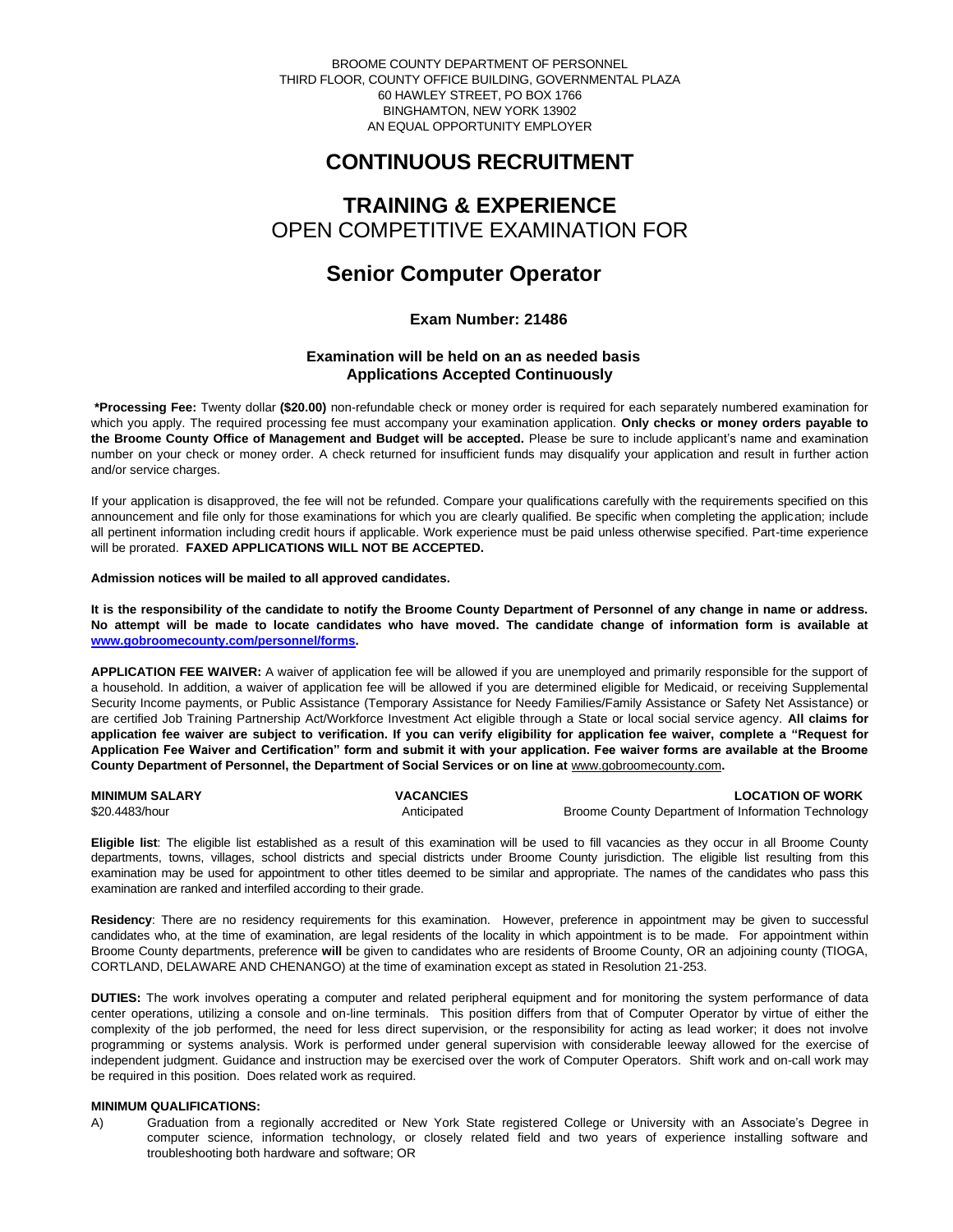BROOME COUNTY DEPARTMENT OF PERSONNEL
THIRD FLOOR, COUNTY OFFICE BUILDING, GOVERNMENTAL PLAZA
60 HAWLEY STREET, PO BOX 1766
BINGHAMTON, NEW YORK 13902
AN EQUAL OPPORTUNITY EMPLOYER

# CONTINUOUS RECRUITMENT

# TRAINING & EXPERIENCE
OPEN COMPETITIVE EXAMINATION FOR

# Senior Computer Operator

### Exam Number: 21486

**Examination will be held on an as needed basis**
**Applications Accepted Continuously**

**\*Processing Fee:** Twenty dollar **($20.00)** non-refundable check or money order is required for each separately numbered examination for which you apply. The required processing fee must accompany your examination application. **Only checks or money orders payable to the Broome County Office of Management and Budget will be accepted.** Please be sure to include applicant's name and examination number on your check or money order. A check returned for insufficient funds may disqualify your application and result in further action and/or service charges.

If your application is disapproved, the fee will not be refunded. Compare your qualifications carefully with the requirements specified on this announcement and file only for those examinations for which you are clearly qualified. Be specific when completing the application; include all pertinent information including credit hours if applicable. Work experience must be paid unless otherwise specified. Part-time experience will be prorated. **FAXED APPLICATIONS WILL NOT BE ACCEPTED.**

**Admission notices will be mailed to all approved candidates.**

**It is the responsibility of the candidate to notify the Broome County Department of Personnel of any change in name or address. No attempt will be made to locate candidates who have moved. The candidate change of information form is available at [www.gobroomecounty.com/personnel/forms](http://www.gobroomecounty.com/personnel/forms).**

**APPLICATION FEE WAIVER:** A waiver of application fee will be allowed if you are unemployed and primarily responsible for the support of a household. In addition, a waiver of application fee will be allowed if you are determined eligible for Medicaid, or receiving Supplemental Security Income payments, or Public Assistance (Temporary Assistance for Needy Families/Family Assistance or Safety Net Assistance) or are certified Job Training Partnership Act/Workforce Investment Act eligible through a State or local social service agency. **All claims for application fee waiver are subject to verification. If you can verify eligibility for application fee waiver, complete a "Request for Application Fee Waiver and Certification" form and submit it with your application. Fee waiver forms are available at the Broome County Department of Personnel, the Department of Social Services or on line at** www.gobroomecounty.com**.**

| MINIMUM SALARY | VACANCIES | LOCATION OF WORK |
| --- | --- | --- |
| $20.4483/hour | Anticipated | Broome County Department of Information Technology |

**Eligible list**: The eligible list established as a result of this examination will be used to fill vacancies as they occur in all Broome County departments, towns, villages, school districts and special districts under Broome County jurisdiction. The eligible list resulting from this examination may be used for appointment to other titles deemed to be similar and appropriate. The names of the candidates who pass this examination are ranked and interfiled according to their grade.

**Residency**: There are no residency requirements for this examination. However, preference in appointment may be given to successful candidates who, at the time of examination, are legal residents of the locality in which appointment is to be made. For appointment within Broome County departments, preference **will** be given to candidates who are residents of Broome County, OR an adjoining county (TIOGA, CORTLAND, DELAWARE AND CHENANGO) at the time of examination except as stated in Resolution 21-253.

**DUTIES:** The work involves operating a computer and related peripheral equipment and for monitoring the system performance of data center operations, utilizing a console and on-line terminals. This position differs from that of Computer Operator by virtue of either the complexity of the job performed, the need for less direct supervision, or the responsibility for acting as lead worker; it does not involve programming or systems analysis. Work is performed under general supervision with considerable leeway allowed for the exercise of independent judgment. Guidance and instruction may be exercised over the work of Computer Operators. Shift work and on-call work may be required in this position. Does related work as required.

**MINIMUM QUALIFICATIONS:**

A) Graduation from a regionally accredited or New York State registered College or University with an Associate's Degree in computer science, information technology, or closely related field and two years of experience installing software and troubleshooting both hardware and software; OR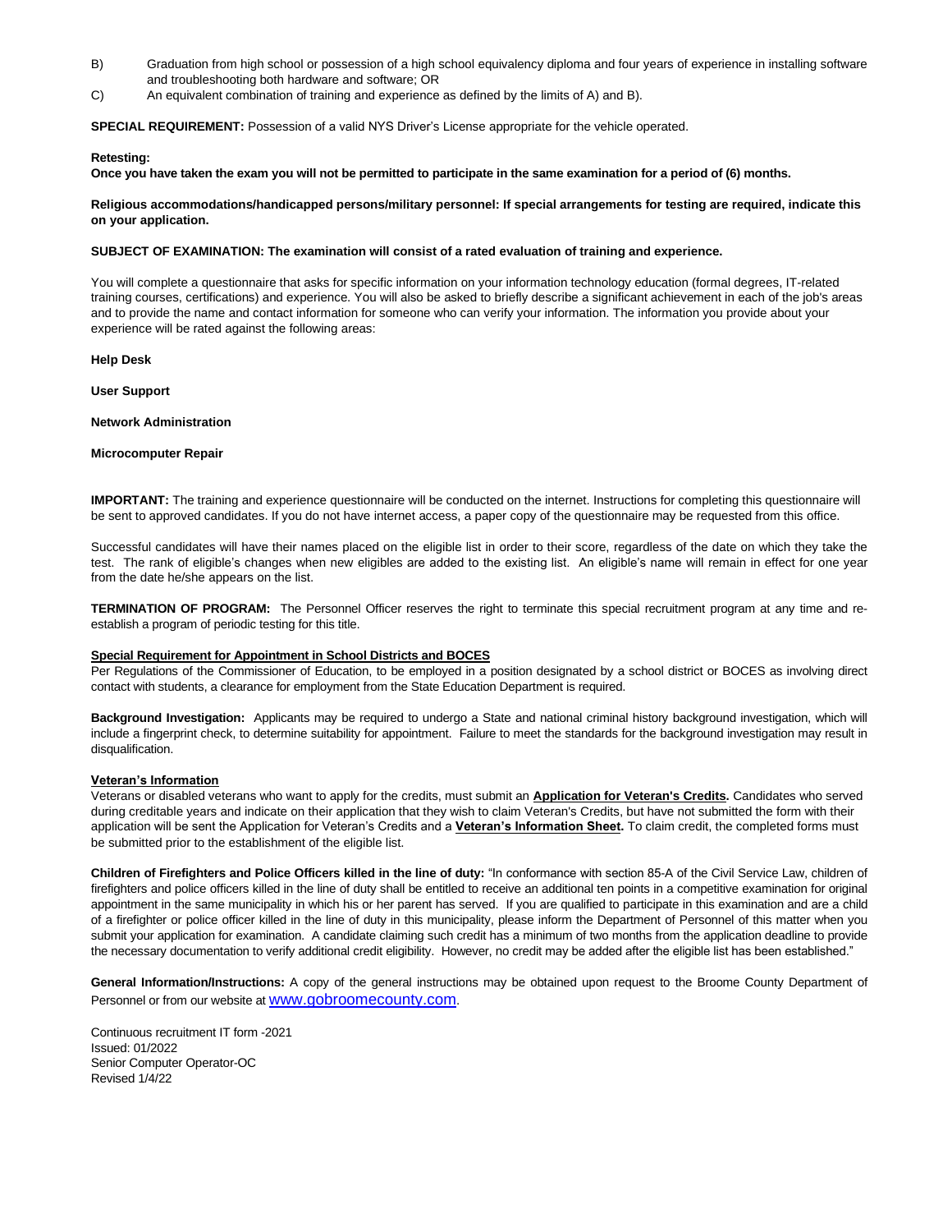B) Graduation from high school or possession of a high school equivalency diploma and four years of experience in installing software and troubleshooting both hardware and software; OR

C) An equivalent combination of training and experience as defined by the limits of A) and B).

**SPECIAL REQUIREMENT:** Possession of a valid NYS Driver's License appropriate for the vehicle operated.

**Retesting:**
**Once you have taken the exam you will not be permitted to participate in the same examination for a period of (6) months.**

**Religious accommodations/handicapped persons/military personnel: If special arrangements for testing are required, indicate this on your application.**

**SUBJECT OF EXAMINATION: The examination will consist of a rated evaluation of training and experience.**

You will complete a questionnaire that asks for specific information on your information technology education (formal degrees, IT-related training courses, certifications) and experience. You will also be asked to briefly describe a significant achievement in each of the job's areas and to provide the name and contact information for someone who can verify your information. The information you provide about your experience will be rated against the following areas:

**Help Desk**

**User Support**

**Network Administration**

**Microcomputer Repair**

**IMPORTANT:** The training and experience questionnaire will be conducted on the internet. Instructions for completing this questionnaire will be sent to approved candidates. If you do not have internet access, a paper copy of the questionnaire may be requested from this office.

Successful candidates will have their names placed on the eligible list in order to their score, regardless of the date on which they take the test. The rank of eligible's changes when new eligibles are added to the existing list. An eligible's name will remain in effect for one year from the date he/she appears on the list.

**TERMINATION OF PROGRAM:** The Personnel Officer reserves the right to terminate this special recruitment program at any time and re-establish a program of periodic testing for this title.

**Special Requirement for Appointment in School Districts and BOCES**
Per Regulations of the Commissioner of Education, to be employed in a position designated by a school district or BOCES as involving direct contact with students, a clearance for employment from the State Education Department is required.

**Background Investigation:** Applicants may be required to undergo a State and national criminal history background investigation, which will include a fingerprint check, to determine suitability for appointment. Failure to meet the standards for the background investigation may result in disqualification.

**Veteran's Information**
Veterans or disabled veterans who want to apply for the credits, must submit an **Application for Veteran's Credits.** Candidates who served during creditable years and indicate on their application that they wish to claim Veteran's Credits, but have not submitted the form with their application will be sent the Application for Veteran's Credits and a **Veteran's Information Sheet.** To claim credit, the completed forms must be submitted prior to the establishment of the eligible list.

**Children of Firefighters and Police Officers killed in the line of duty:** "In conformance with section 85-A of the Civil Service Law, children of firefighters and police officers killed in the line of duty shall be entitled to receive an additional ten points in a competitive examination for original appointment in the same municipality in which his or her parent has served. If you are qualified to participate in this examination and are a child of a firefighter or police officer killed in the line of duty in this municipality, please inform the Department of Personnel of this matter when you submit your application for examination. A candidate claiming such credit has a minimum of two months from the application deadline to provide the necessary documentation to verify additional credit eligibility. However, no credit may be added after the eligible list has been established."

**General Information/Instructions:** A copy of the general instructions may be obtained upon request to the Broome County Department of Personnel or from our website at www.gobroomecounty.com.

Continuous recruitment IT form -2021
Issued: 01/2022
Senior Computer Operator-OC
Revised 1/4/22